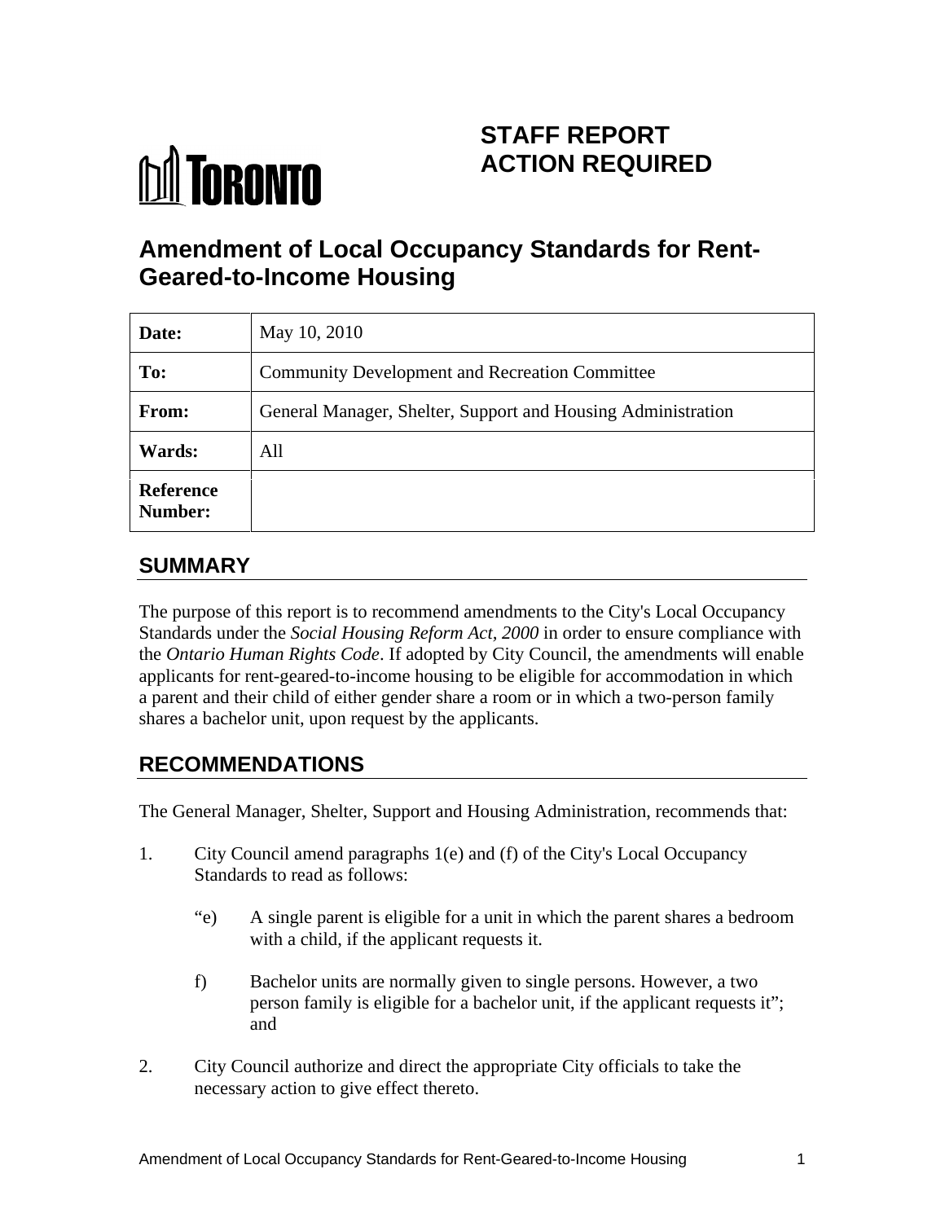# STAFF REPORT ACTION REQUIRED

## Amendment of Local Occupancy Standards for Rent-Geared-to-Income Housing

| | |
|---|---|
| **Date:** | May 10, 2010 |
| **To:** | Community Development and Recreation Committee |
| **From:** | General Manager, Shelter, Support and Housing Administration |
| **Wards:** | All |
| **Reference Number:** | |

## SUMMARY

The purpose of this report is to recommend amendments to the City's Local Occupancy Standards under the *Social Housing Reform Act, 2000* in order to ensure compliance with the *Ontario Human Rights Code*. If adopted by City Council, the amendments will enable applicants for rent-geared-to-income housing to be eligible for accommodation in which a parent and their child of either gender share a room or in which a two-person family shares a bachelor unit, upon request by the applicants.

## RECOMMENDATIONS

The General Manager, Shelter, Support and Housing Administration, recommends that:

1. City Council amend paragraphs 1(e) and (f) of the City's Local Occupancy Standards to read as follows:

   "e) A single parent is eligible for a unit in which the parent shares a bedroom with a child, if the applicant requests it.

   f) Bachelor units are normally given to single persons. However, a two person family is eligible for a bachelor unit, if the applicant requests it"; and

2. City Council authorize and direct the appropriate City officials to take the necessary action to give effect thereto.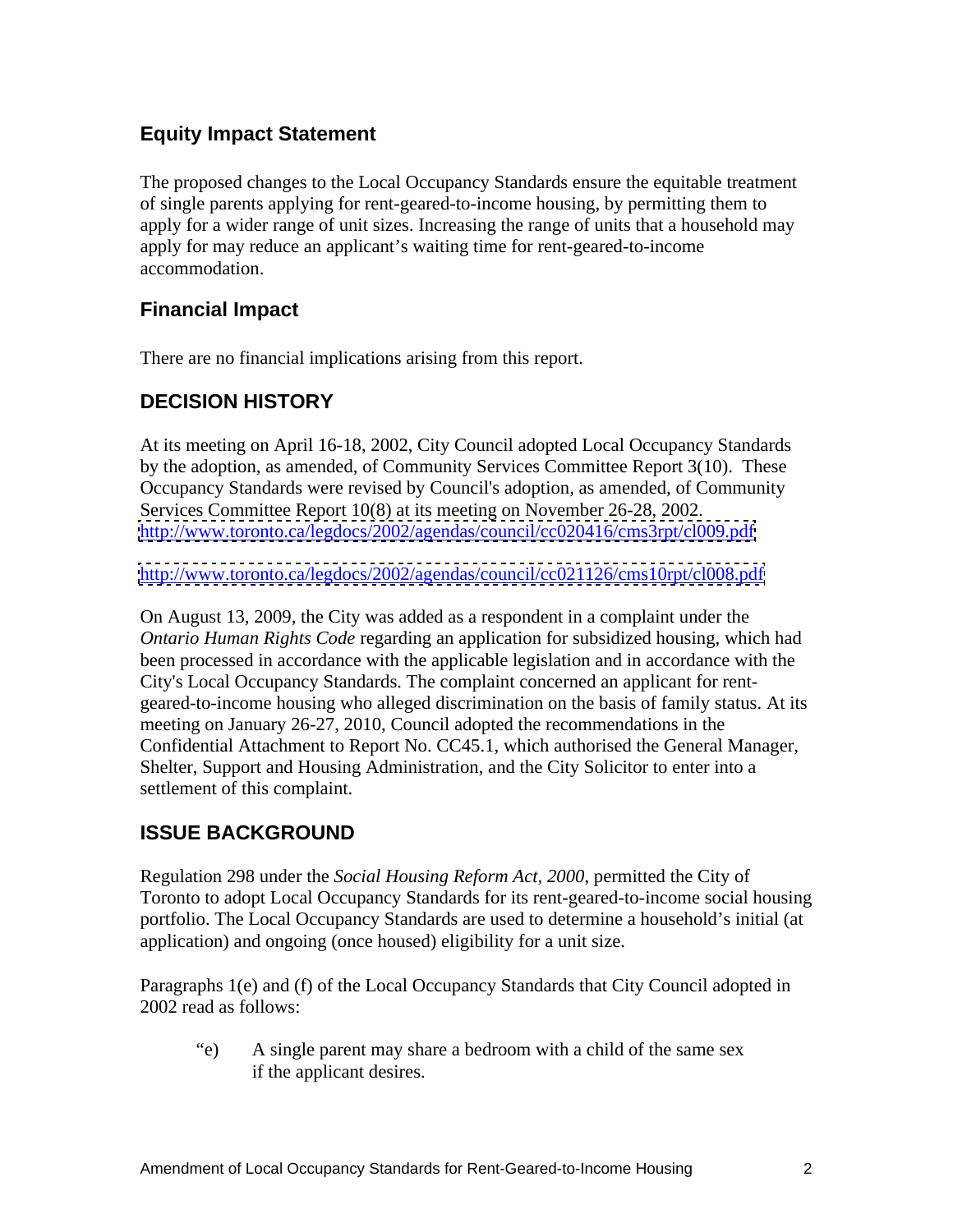## Equity Impact Statement

The proposed changes to the Local Occupancy Standards ensure the equitable treatment of single parents applying for rent-geared-to-income housing, by permitting them to apply for a wider range of unit sizes. Increasing the range of units that a household may apply for may reduce an applicant's waiting time for rent-geared-to-income accommodation.

## Financial Impact

There are no financial implications arising from this report.

## DECISION HISTORY

At its meeting on April 16-18, 2002, City Council adopted Local Occupancy Standards by the adoption, as amended, of Community Services Committee Report 3(10). These Occupancy Standards were revised by Council's adoption, as amended, of Community Services Committee Report 10(8) at its meeting on November 26-28, 2002.
http://www.toronto.ca/legdocs/2002/agendas/council/cc020416/cms3rpt/cl009.pdf

http://www.toronto.ca/legdocs/2002/agendas/council/cc021126/cms10rpt/cl008.pdf

On August 13, 2009, the City was added as a respondent in a complaint under the *Ontario Human Rights Code* regarding an application for subsidized housing, which had been processed in accordance with the applicable legislation and in accordance with the City's Local Occupancy Standards. The complaint concerned an applicant for rent-geared-to-income housing who alleged discrimination on the basis of family status. At its meeting on January 26-27, 2010, Council adopted the recommendations in the Confidential Attachment to Report No. CC45.1, which authorised the General Manager, Shelter, Support and Housing Administration, and the City Solicitor to enter into a settlement of this complaint.

## ISSUE BACKGROUND

Regulation 298 under the *Social Housing Reform Act, 2000,* permitted the City of Toronto to adopt Local Occupancy Standards for its rent-geared-to-income social housing portfolio. The Local Occupancy Standards are used to determine a household's initial (at application) and ongoing (once housed) eligibility for a unit size.

Paragraphs 1(e) and (f) of the Local Occupancy Standards that City Council adopted in 2002 read as follows:

> "e) A single parent may share a bedroom with a child of the same sex if the applicant desires.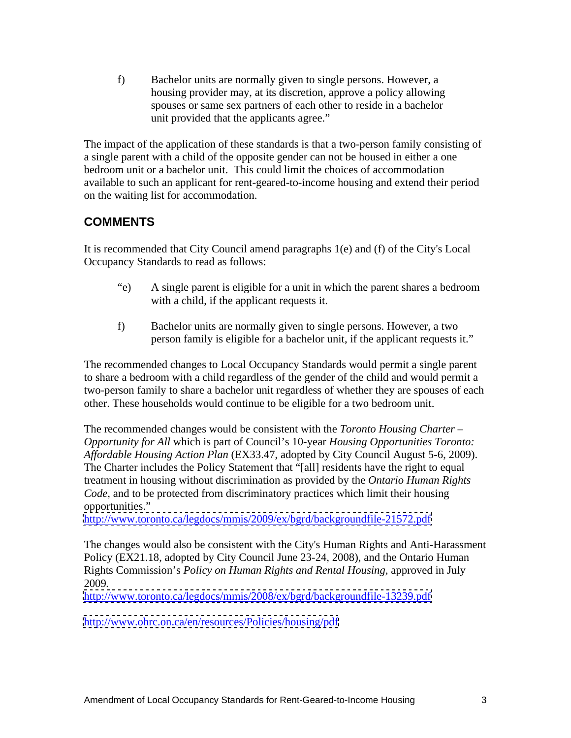f) Bachelor units are normally given to single persons. However, a housing provider may, at its discretion, approve a policy allowing spouses or same sex partners of each other to reside in a bachelor unit provided that the applicants agree."

The impact of the application of these standards is that a two-person family consisting of a single parent with a child of the opposite gender can not be housed in either a one bedroom unit or a bachelor unit. This could limit the choices of accommodation available to such an applicant for rent-geared-to-income housing and extend their period on the waiting list for accommodation.

## COMMENTS

It is recommended that City Council amend paragraphs 1(e) and (f) of the City's Local Occupancy Standards to read as follows:

"e) A single parent is eligible for a unit in which the parent shares a bedroom with a child, if the applicant requests it.

f) Bachelor units are normally given to single persons. However, a two person family is eligible for a bachelor unit, if the applicant requests it."

The recommended changes to Local Occupancy Standards would permit a single parent to share a bedroom with a child regardless of the gender of the child and would permit a two-person family to share a bachelor unit regardless of whether they are spouses of each other. These households would continue to be eligible for a two bedroom unit.

The recommended changes would be consistent with the *Toronto Housing Charter – Opportunity for All* which is part of Council's 10-year *Housing Opportunities Toronto: Affordable Housing Action Plan* (EX33.47, adopted by City Council August 5-6, 2009). The Charter includes the Policy Statement that "[all] residents have the right to equal treatment in housing without discrimination as provided by the *Ontario Human Rights Code*, and to be protected from discriminatory practices which limit their housing opportunities."
http://www.toronto.ca/legdocs/mmis/2009/ex/bgrd/backgroundfile-21572.pdf

The changes would also be consistent with the City's Human Rights and Anti-Harassment Policy (EX21.18, adopted by City Council June 23-24, 2008), and the Ontario Human Rights Commission's *Policy on Human Rights and Rental Housing,* approved in July 2009.
http://www.toronto.ca/legdocs/mmis/2008/ex/bgrd/backgroundfile-13239.pdf

http://www.ohrc.on.ca/en/resources/Policies/housing/pdf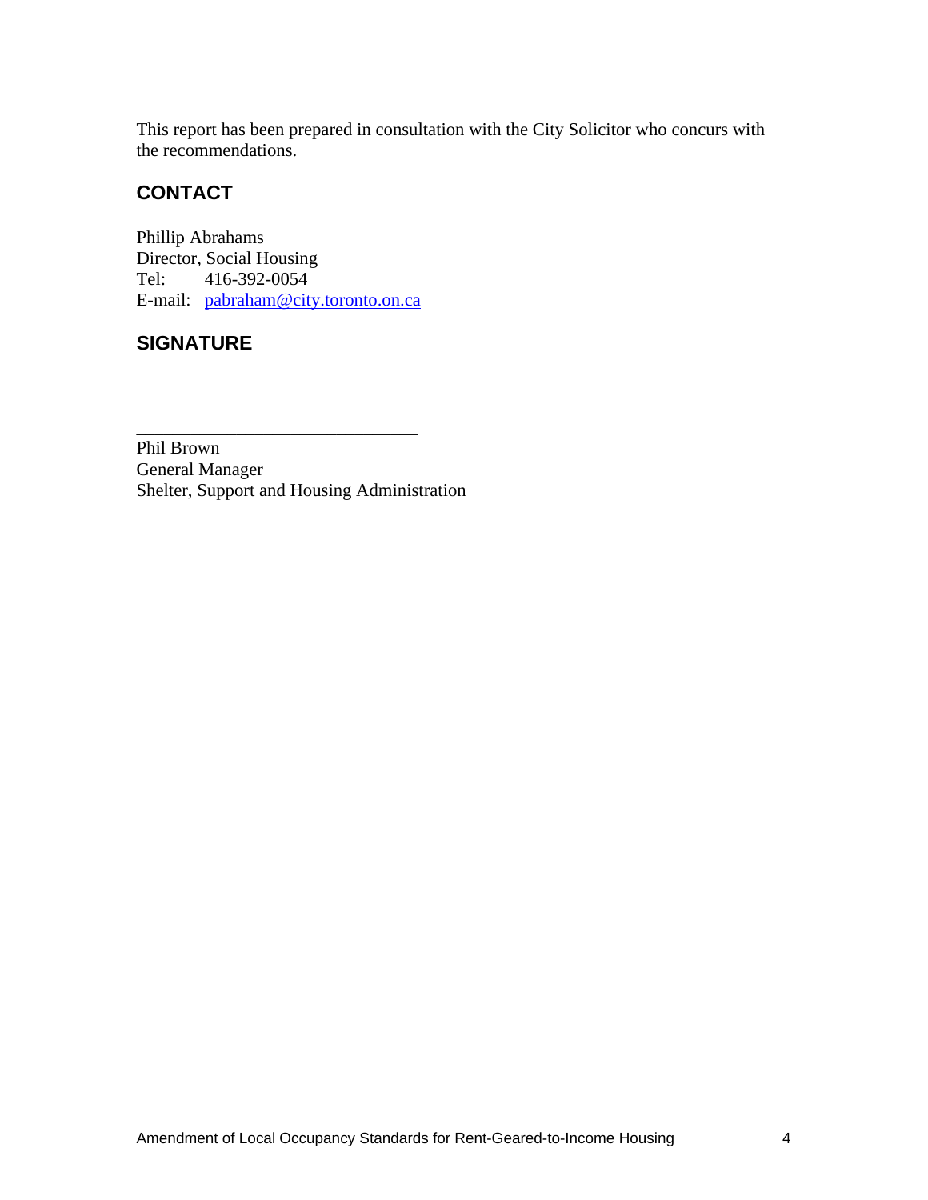This report has been prepared in consultation with the City Solicitor who concurs with the recommendations.

## CONTACT

Phillip Abrahams
Director, Social Housing
Tel: 416-392-0054
E-mail: pabraham@city.toronto.on.ca

## SIGNATURE

_______________________________
Phil Brown
General Manager
Shelter, Support and Housing Administration